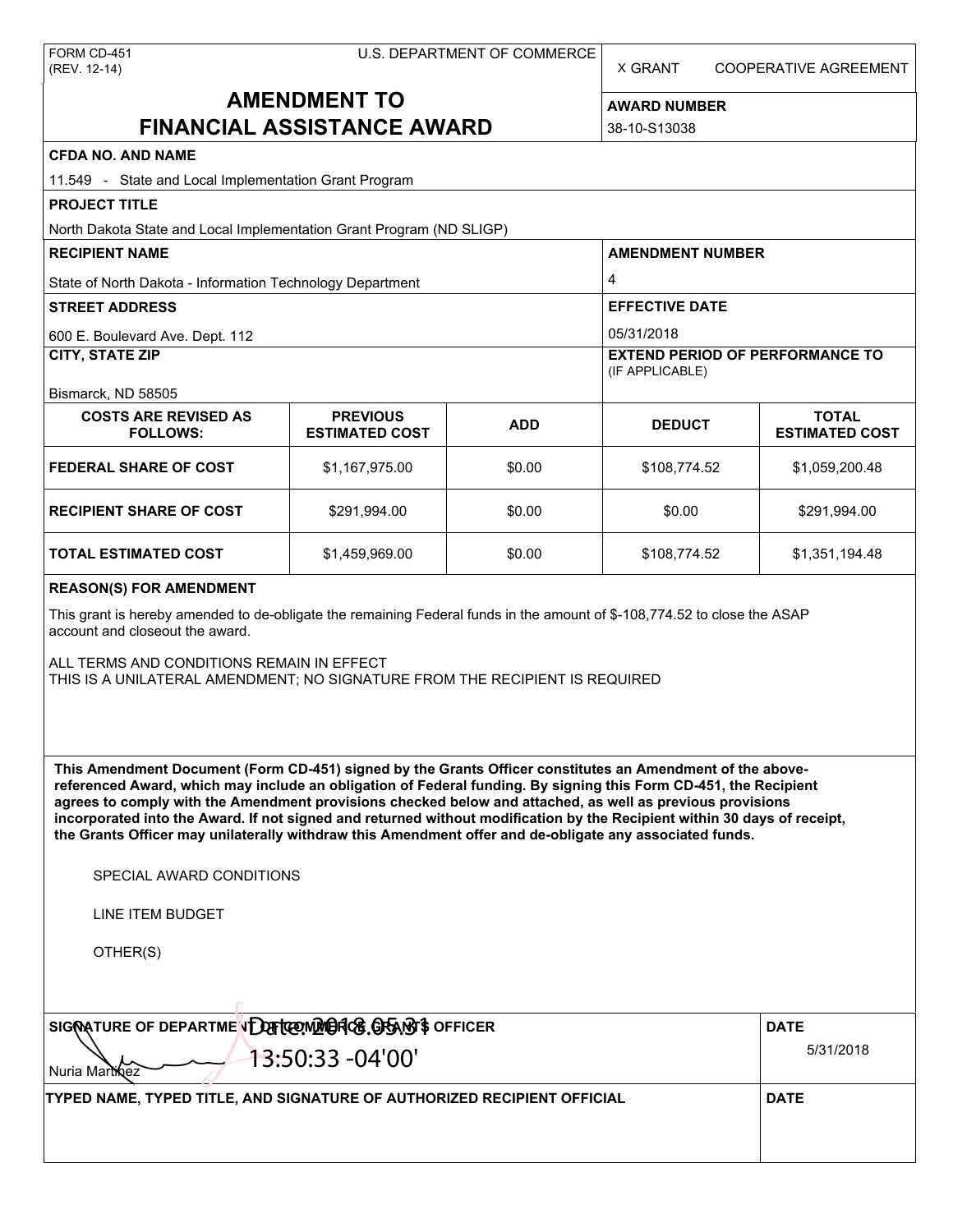FORM CD-451
(REV. 12-14)

U.S. DEPARTMENT OF COMMERCE

X GRANT    COOPERATIVE AGREEMENT

# AMENDMENT TO FINANCIAL ASSISTANCE AWARD

**AWARD NUMBER**
38-10-S13038

**CFDA NO. AND NAME**
11.549 - State and Local Implementation Grant Program

**PROJECT TITLE**
North Dakota State and Local Implementation Grant Program (ND SLIGP)

**RECIPIENT NAME**
State of North Dakota - Information Technology Department

**AMENDMENT NUMBER**
4

**STREET ADDRESS**
600 E. Boulevard Ave. Dept. 112

**EFFECTIVE DATE**
05/31/2018

**CITY, STATE ZIP**
Bismarck, ND 58505

**EXTEND PERIOD OF PERFORMANCE TO** (IF APPLICABLE)

| COSTS ARE REVISED AS FOLLOWS: | PREVIOUS ESTIMATED COST | ADD | DEDUCT | TOTAL ESTIMATED COST |
|---|---|---|---|---|
| FEDERAL SHARE OF COST | $1,167,975.00 | $0.00 | $108,774.52 | $1,059,200.48 |
| RECIPIENT SHARE OF COST | $291,994.00 | $0.00 | $0.00 | $291,994.00 |
| TOTAL ESTIMATED COST | $1,459,969.00 | $0.00 | $108,774.52 | $1,351,194.48 |

**REASON(S) FOR AMENDMENT**

This grant is hereby amended to de-obligate the remaining Federal funds in the amount of $-108,774.52 to close the ASAP account and closeout the award.

ALL TERMS AND CONDITIONS REMAIN IN EFFECT
THIS IS A UNILATERAL AMENDMENT; NO SIGNATURE FROM THE RECIPIENT IS REQUIRED

**This Amendment Document (Form CD-451) signed by the Grants Officer constitutes an Amendment of the above-referenced Award, which may include an obligation of Federal funding. By signing this Form CD-451, the Recipient agrees to comply with the Amendment provisions checked below and attached, as well as previous provisions incorporated into the Award. If not signed and returned without modification by the Recipient within 30 days of receipt, the Grants Officer may unilaterally withdraw this Amendment offer and de-obligate any associated funds.**

SPECIAL AWARD CONDITIONS

LINE ITEM BUDGET

OTHER(S)

**SIGNATURE OF DEPARTMENT OF COMMERCE GRANTS OFFICER**
Nuria Martinez
Date: 2018.05.31 13:50:33 -04'00'

**DATE**
5/31/2018

**TYPED NAME, TYPED TITLE, AND SIGNATURE OF AUTHORIZED RECIPIENT OFFICIAL**

**DATE**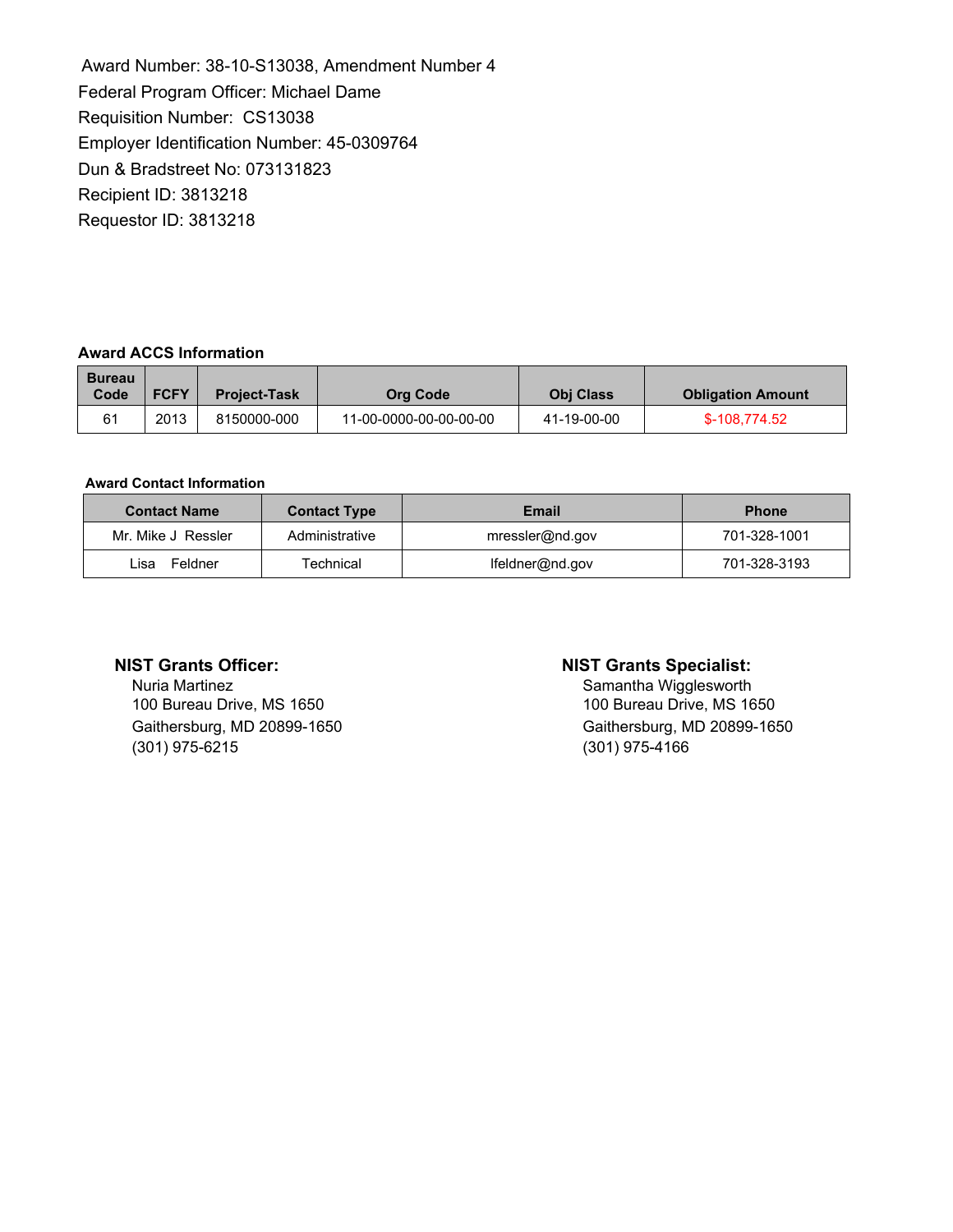Award Number: 38-10-S13038, Amendment Number 4
Federal Program Officer: Michael Dame
Requisition Number: CS13038
Employer Identification Number: 45-0309764
Dun & Bradstreet No: 073131823
Recipient ID: 3813218
Requestor ID: 3813218

**Award ACCS Information**

| Bureau Code | FCFY | Project-Task | Org Code | Obj Class | Obligation Amount |
|---|---|---|---|---|---|
| 61 | 2013 | 8150000-000 | 11-00-0000-00-00-00-00 | 41-19-00-00 | $-108,774.52 |

**Award Contact Information**

| Contact Name | Contact Type | Email | Phone |
|---|---|---|---|
| Mr. Mike J Ressler | Administrative | mressler@nd.gov | 701-328-1001 |
| Lisa Feldner | Technical | lfeldner@nd.gov | 701-328-3193 |

**NIST Grants Officer:**
Nuria Martinez
100 Bureau Drive, MS 1650
Gaithersburg, MD 20899-1650
(301) 975-6215

**NIST Grants Specialist:**
Samantha Wigglesworth
100 Bureau Drive, MS 1650
Gaithersburg, MD 20899-1650
(301) 975-4166